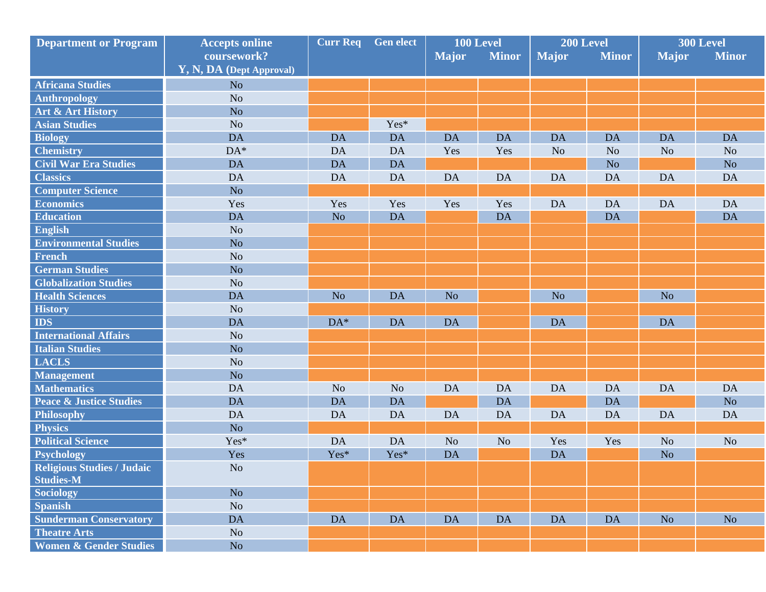| Department or Program | Accepts online coursework? Y, N, DA (Dept Approval) | Curr Req | Gen elect | 100 Level | | 200 Level | | 300 Level | |
|---|---|---|---|---|---|---|---|---|---|
| | | | | Major | Minor | Major | Minor | Major | Minor |
| Africana Studies | No | | | | | | | | |
| Anthropology | No | | | | | | | | |
| Art & Art History | No | | | | | | | | |
| Asian Studies | No | | Yes* | | | | | | |
| Biology | DA | DA | DA | DA | DA | DA | DA | DA | DA |
| Chemistry | DA* | DA | DA | Yes | Yes | No | No | No | No |
| Civil War Era Studies | DA | DA | DA | | | | No | | No |
| Classics | DA | DA | DA | DA | DA | DA | DA | DA | DA |
| Computer Science | No | | | | | | | | |
| Economics | Yes | Yes | Yes | Yes | Yes | DA | DA | DA | DA |
| Education | DA | No | DA | | DA | | DA | | DA |
| English | No | | | | | | | | |
| Environmental Studies | No | | | | | | | | |
| French | No | | | | | | | | |
| German Studies | No | | | | | | | | |
| Globalization Studies | No | | | | | | | | |
| Health Sciences | DA | No | DA | No | | No | | No | |
| History | No | | | | | | | | |
| IDS | DA | DA* | DA | DA | | DA | | DA | |
| International Affairs | No | | | | | | | | |
| Italian Studies | No | | | | | | | | |
| LACLS | No | | | | | | | | |
| Management | No | | | | | | | | |
| Mathematics | DA | No | No | DA | DA | DA | DA | DA | DA |
| Peace & Justice Studies | DA | DA | DA | | DA | | DA | | No |
| Philosophy | DA | DA | DA | DA | DA | DA | DA | DA | DA |
| Physics | No | | | | | | | | |
| Political Science | Yes* | DA | DA | No | No | Yes | Yes | No | No |
| Psychology | Yes | Yes* | Yes* | DA | | DA | | No | |
| Religious Studies / Judaic Studies-M | No | | | | | | | | |
| Sociology | No | | | | | | | | |
| Spanish | No | | | | | | | | |
| Sunderman Conservatory | DA | DA | DA | DA | DA | DA | DA | No | No |
| Theatre Arts | No | | | | | | | | |
| Women & Gender Studies | No | | | | | | | | |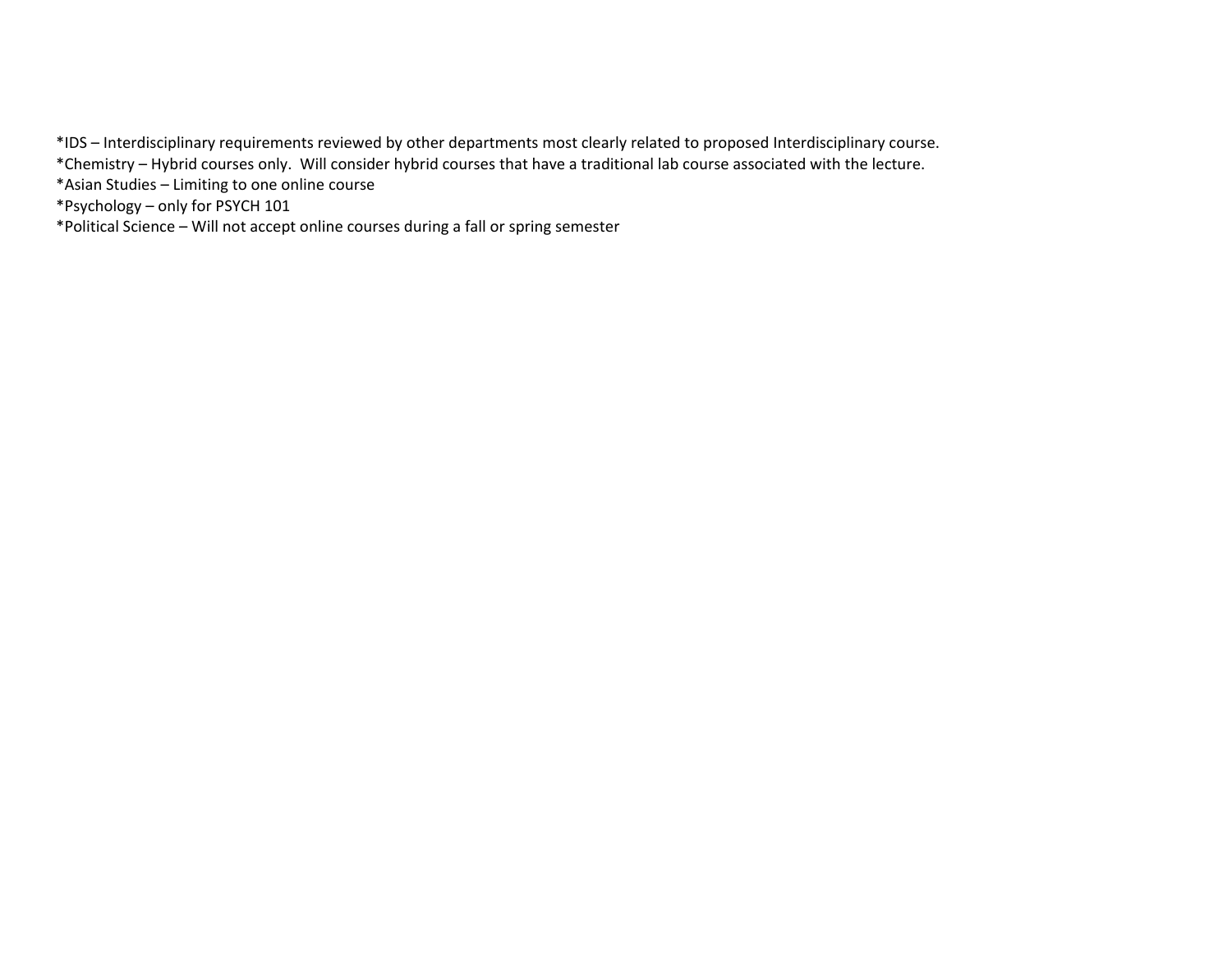*IDS – Interdisciplinary requirements reviewed by other departments most clearly related to proposed Interdisciplinary course.
*Chemistry – Hybrid courses only. Will consider hybrid courses that have a traditional lab course associated with the lecture.
*Asian Studies – Limiting to one online course
*Psychology – only for PSYCH 101
*Political Science – Will not accept online courses during a fall or spring semester